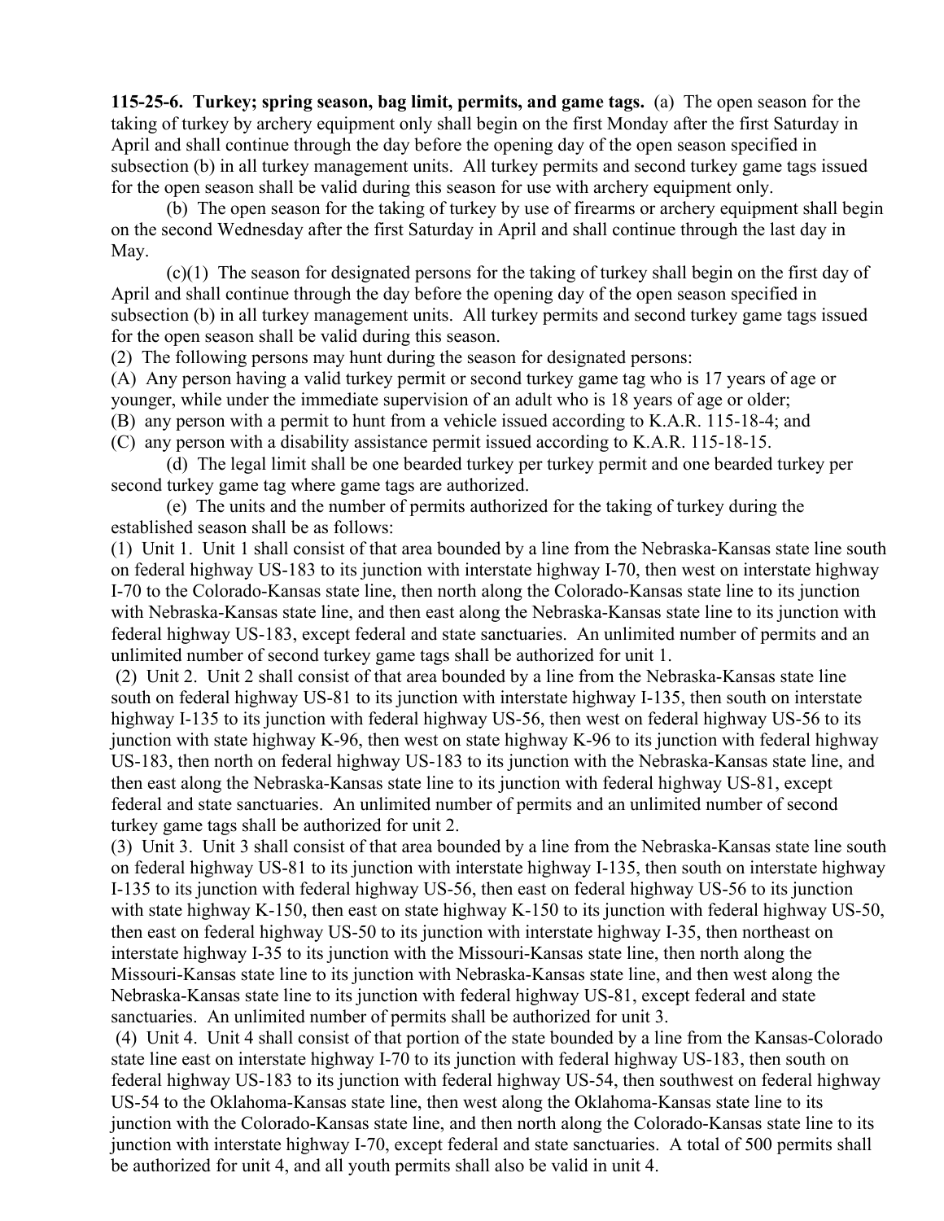**115-25-6. Turkey; spring season, bag limit, permits, and game tags.** (a) The open season for the taking of turkey by archery equipment only shall begin on the first Monday after the first Saturday in April and shall continue through the day before the opening day of the open season specified in subsection (b) in all turkey management units. All turkey permits and second turkey game tags issued for the open season shall be valid during this season for use with archery equipment only.

(b) The open season for the taking of turkey by use of firearms or archery equipment shall begin on the second Wednesday after the first Saturday in April and shall continue through the last day in May.

(c)(1) The season for designated persons for the taking of turkey shall begin on the first day of April and shall continue through the day before the opening day of the open season specified in subsection (b) in all turkey management units. All turkey permits and second turkey game tags issued for the open season shall be valid during this season.

(2) The following persons may hunt during the season for designated persons:

(A) Any person having a valid turkey permit or second turkey game tag who is 17 years of age or younger, while under the immediate supervision of an adult who is 18 years of age or older;

(B) any person with a permit to hunt from a vehicle issued according to K.A.R. 115-18-4; and

(C) any person with a disability assistance permit issued according to K.A.R. 115-18-15.

(d) The legal limit shall be one bearded turkey per turkey permit and one bearded turkey per second turkey game tag where game tags are authorized.

(e) The units and the number of permits authorized for the taking of turkey during the established season shall be as follows:

(1) Unit 1. Unit 1 shall consist of that area bounded by a line from the Nebraska-Kansas state line south on federal highway US-183 to its junction with interstate highway I-70, then west on interstate highway I-70 to the Colorado-Kansas state line, then north along the Colorado-Kansas state line to its junction with Nebraska-Kansas state line, and then east along the Nebraska-Kansas state line to its junction with federal highway US-183, except federal and state sanctuaries. An unlimited number of permits and an unlimited number of second turkey game tags shall be authorized for unit 1.

(2) Unit 2. Unit 2 shall consist of that area bounded by a line from the Nebraska-Kansas state line south on federal highway US-81 to its junction with interstate highway I-135, then south on interstate highway I-135 to its junction with federal highway US-56, then west on federal highway US-56 to its junction with state highway K-96, then west on state highway K-96 to its junction with federal highway US-183, then north on federal highway US-183 to its junction with the Nebraska-Kansas state line, and then east along the Nebraska-Kansas state line to its junction with federal highway US-81, except federal and state sanctuaries. An unlimited number of permits and an unlimited number of second turkey game tags shall be authorized for unit 2.

(3) Unit 3. Unit 3 shall consist of that area bounded by a line from the Nebraska-Kansas state line south on federal highway US-81 to its junction with interstate highway I-135, then south on interstate highway I-135 to its junction with federal highway US-56, then east on federal highway US-56 to its junction with state highway K-150, then east on state highway K-150 to its junction with federal highway US-50, then east on federal highway US-50 to its junction with interstate highway I-35, then northeast on interstate highway I-35 to its junction with the Missouri-Kansas state line, then north along the Missouri-Kansas state line to its junction with Nebraska-Kansas state line, and then west along the Nebraska-Kansas state line to its junction with federal highway US-81, except federal and state sanctuaries. An unlimited number of permits shall be authorized for unit 3.

(4) Unit 4. Unit 4 shall consist of that portion of the state bounded by a line from the Kansas-Colorado state line east on interstate highway I-70 to its junction with federal highway US-183, then south on federal highway US-183 to its junction with federal highway US-54, then southwest on federal highway US-54 to the Oklahoma-Kansas state line, then west along the Oklahoma-Kansas state line to its junction with the Colorado-Kansas state line, and then north along the Colorado-Kansas state line to its junction with interstate highway I-70, except federal and state sanctuaries. A total of 500 permits shall be authorized for unit 4, and all youth permits shall also be valid in unit 4.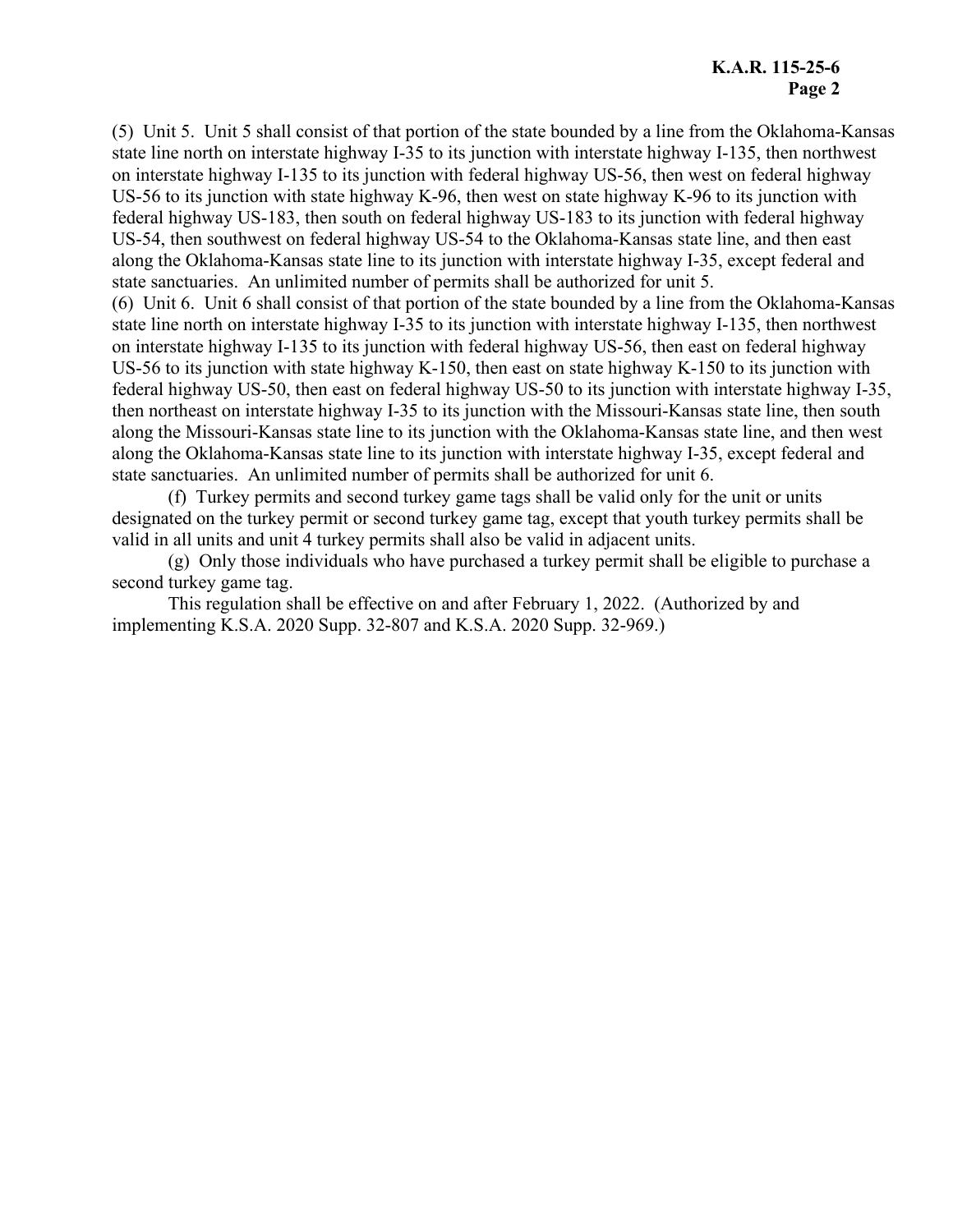(5) Unit 5. Unit 5 shall consist of that portion of the state bounded by a line from the Oklahoma-Kansas state line north on interstate highway I-35 to its junction with interstate highway I-135, then northwest on interstate highway I-135 to its junction with federal highway US-56, then west on federal highway US-56 to its junction with state highway K-96, then west on state highway K-96 to its junction with federal highway US-183, then south on federal highway US-183 to its junction with federal highway US-54, then southwest on federal highway US-54 to the Oklahoma-Kansas state line, and then east along the Oklahoma-Kansas state line to its junction with interstate highway I-35, except federal and state sanctuaries. An unlimited number of permits shall be authorized for unit 5.

(6) Unit 6. Unit 6 shall consist of that portion of the state bounded by a line from the Oklahoma-Kansas state line north on interstate highway I-35 to its junction with interstate highway I-135, then northwest on interstate highway I-135 to its junction with federal highway US-56, then east on federal highway US-56 to its junction with state highway K-150, then east on state highway K-150 to its junction with federal highway US-50, then east on federal highway US-50 to its junction with interstate highway I-35, then northeast on interstate highway I-35 to its junction with the Missouri-Kansas state line, then south along the Missouri-Kansas state line to its junction with the Oklahoma-Kansas state line, and then west along the Oklahoma-Kansas state line to its junction with interstate highway I-35, except federal and state sanctuaries. An unlimited number of permits shall be authorized for unit 6.

(f) Turkey permits and second turkey game tags shall be valid only for the unit or units designated on the turkey permit or second turkey game tag, except that youth turkey permits shall be valid in all units and unit 4 turkey permits shall also be valid in adjacent units.

(g) Only those individuals who have purchased a turkey permit shall be eligible to purchase a second turkey game tag.

This regulation shall be effective on and after February 1, 2022. (Authorized by and implementing K.S.A. 2020 Supp. 32-807 and K.S.A. 2020 Supp. 32-969.)